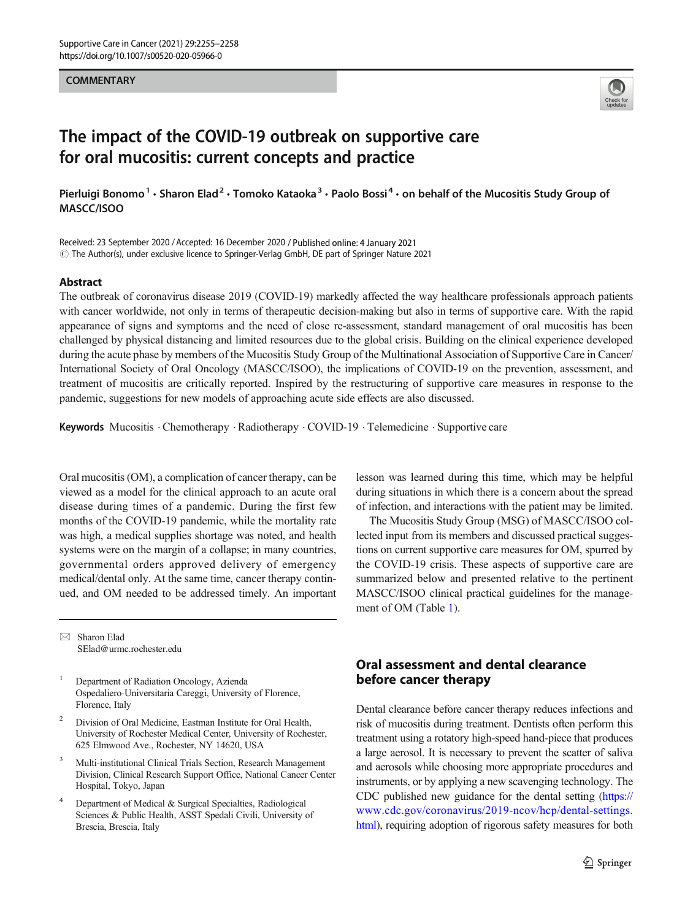COMMENTARY

# The impact of the COVID-19 outbreak on supportive care for oral mucositis: current concepts and practice

Pierluigi Bonomo[1] · Sharon Elad[2] · Tomoko Kataoka[3] · Paolo Bossi[4] · on behalf of the Mucositis Study Group of MASCC/ISOO

Received: 23 September 2020 / Accepted: 16 December 2020 / Published online: 4 January 2021
© The Author(s), under exclusive licence to Springer-Verlag GmbH, DE part of Springer Nature 2021

## Abstract

The outbreak of coronavirus disease 2019 (COVID-19) markedly affected the way healthcare professionals approach patients with cancer worldwide, not only in terms of therapeutic decision-making but also in terms of supportive care. With the rapid appearance of signs and symptoms and the need of close re-assessment, standard management of oral mucositis has been challenged by physical distancing and limited resources due to the global crisis. Building on the clinical experience developed during the acute phase by members of the Mucositis Study Group of the Multinational Association of Supportive Care in Cancer/International Society of Oral Oncology (MASCC/ISOO), the implications of COVID-19 on the prevention, assessment, and treatment of mucositis are critically reported. Inspired by the restructuring of supportive care measures in response to the pandemic, suggestions for new models of approaching acute side effects are also discussed.

**Keywords** Mucositis · Chemotherapy · Radiotherapy · COVID-19 · Telemedicine · Supportive care

Oral mucositis (OM), a complication of cancer therapy, can be viewed as a model for the clinical approach to an acute oral disease during times of a pandemic. During the first few months of the COVID-19 pandemic, while the mortality rate was high, a medical supplies shortage was noted, and health systems were on the margin of a collapse; in many countries, governmental orders approved delivery of emergency medical/dental only. At the same time, cancer therapy continued, and OM needed to be addressed timely. An important lesson was learned during this time, which may be helpful during situations in which there is a concern about the spread of infection, and interactions with the patient may be limited.

The Mucositis Study Group (MSG) of MASCC/ISOO collected input from its members and discussed practical suggestions on current supportive care measures for OM, spurred by the COVID-19 crisis. These aspects of supportive care are summarized below and presented relative to the pertinent MASCC/ISOO clinical practical guidelines for the management of OM (Table 1).

## Oral assessment and dental clearance before cancer therapy

Dental clearance before cancer therapy reduces infections and risk of mucositis during treatment. Dentists often perform this treatment using a rotatory high-speed hand-piece that produces a large aerosol. It is necessary to prevent the scatter of saliva and aerosols while choosing more appropriate procedures and instruments, or by applying a new scavenging technology. The CDC published new guidance for the dental setting (https://www.cdc.gov/coronavirus/2019-ncov/hcp/dental-settings.html), requiring adoption of rigorous safety measures for both

---

✉ Sharon Elad
SElad@urmc.rochester.edu

[1] Department of Radiation Oncology, Azienda Ospedaliero-Universitaria Careggi, University of Florence, Florence, Italy

[2] Division of Oral Medicine, Eastman Institute for Oral Health, University of Rochester Medical Center, University of Rochester, 625 Elmwood Ave., Rochester, NY 14620, USA

[3] Multi-institutional Clinical Trials Section, Research Management Division, Clinical Research Support Office, National Cancer Center Hospital, Tokyo, Japan

[4] Department of Medical & Surgical Specialties, Radiological Sciences & Public Health, ASST Spedali Civili, University of Brescia, Brescia, Italy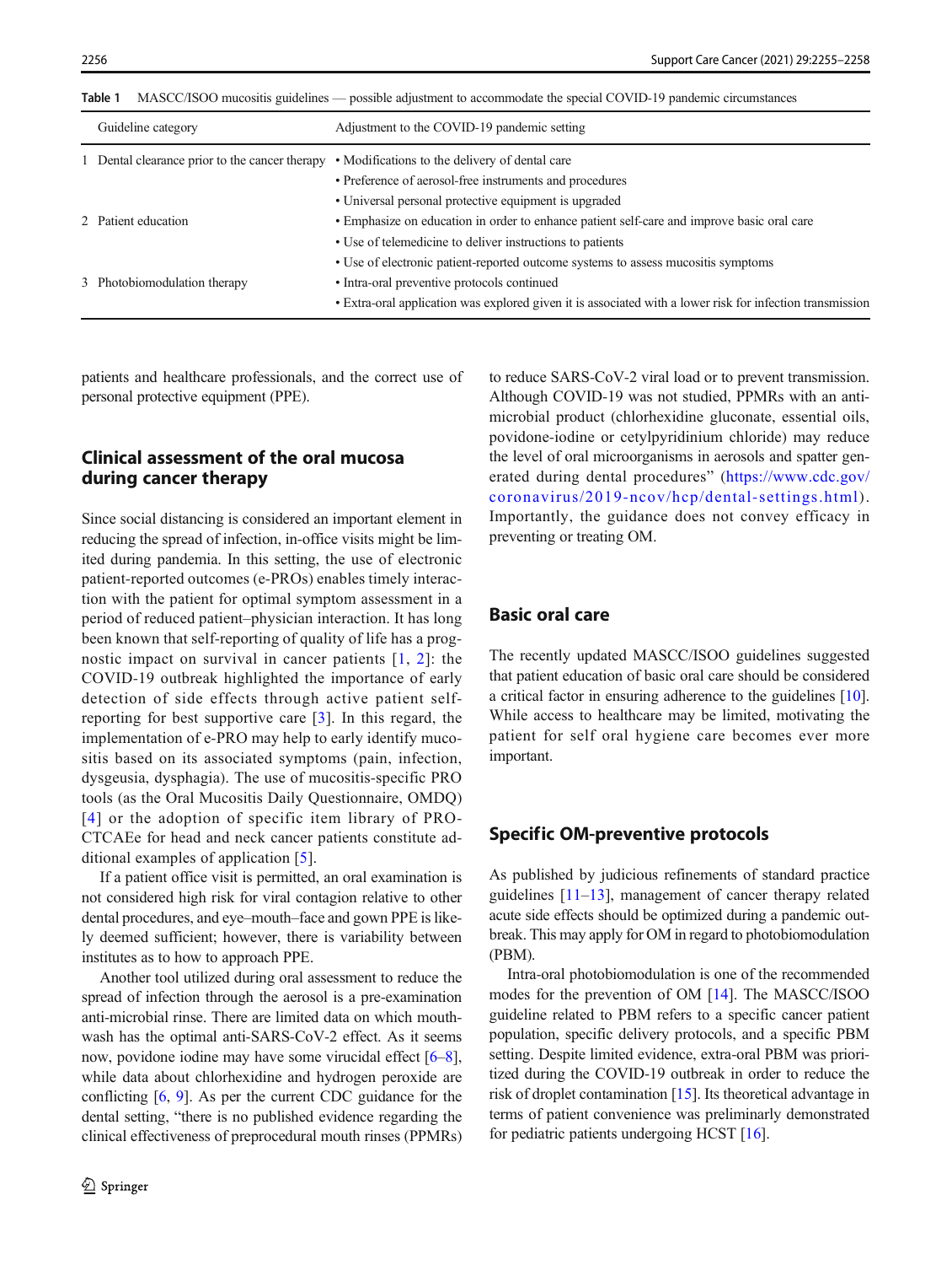Table 1 MASCC/ISOO mucositis guidelines — possible adjustment to accommodate the special COVID-19 pandemic circumstances

| Guideline category | Adjustment to the COVID-19 pandemic setting |
|---|---|
| 1 Dental clearance prior to the cancer therapy | • Modifications to the delivery of dental care |
| | • Preference of aerosol-free instruments and procedures |
| | • Universal personal protective equipment is upgraded |
| 2 Patient education | • Emphasize on education in order to enhance patient self-care and improve basic oral care |
| | • Use of telemedicine to deliver instructions to patients |
| | • Use of electronic patient-reported outcome systems to assess mucositis symptoms |
| 3 Photobiomodulation therapy | • Intra-oral preventive protocols continued |
| | • Extra-oral application was explored given it is associated with a lower risk for infection transmission |

patients and healthcare professionals, and the correct use of personal protective equipment (PPE).

## Clinical assessment of the oral mucosa during cancer therapy

Since social distancing is considered an important element in reducing the spread of infection, in-office visits might be limited during pandemia. In this setting, the use of electronic patient-reported outcomes (e-PROs) enables timely interaction with the patient for optimal symptom assessment in a period of reduced patient–physician interaction. It has long been known that self-reporting of quality of life has a prognostic impact on survival in cancer patients [1, 2]: the COVID-19 outbreak highlighted the importance of early detection of side effects through active patient self-reporting for best supportive care [3]. In this regard, the implementation of e-PRO may help to early identify mucositis based on its associated symptoms (pain, infection, dysgeusia, dysphagia). The use of mucositis-specific PRO tools (as the Oral Mucositis Daily Questionnaire, OMDQ) [4] or the adoption of specific item library of PRO-CTCAEe for head and neck cancer patients constitute additional examples of application [5].

If a patient office visit is permitted, an oral examination is not considered high risk for viral contagion relative to other dental procedures, and eye–mouth–face and gown PPE is likely deemed sufficient; however, there is variability between institutes as to how to approach PPE.

Another tool utilized during oral assessment to reduce the spread of infection through the aerosol is a pre-examination anti-microbial rinse. There are limited data on which mouthwash has the optimal anti-SARS-CoV-2 effect. As it seems now, povidone iodine may have some virucidal effect [6–8], while data about chlorhexidine and hydrogen peroxide are conflicting [6, 9]. As per the current CDC guidance for the dental setting, "there is no published evidence regarding the clinical effectiveness of preprocedural mouth rinses (PPMRs) to reduce SARS-CoV-2 viral load or to prevent transmission. Although COVID-19 was not studied, PPMRs with an anti-microbial product (chlorhexidine gluconate, essential oils, povidone-iodine or cetylpyridinium chloride) may reduce the level of oral microorganisms in aerosols and spatter generated during dental procedures" (https://www.cdc.gov/coronavirus/2019-ncov/hcp/dental-settings.html). Importantly, the guidance does not convey efficacy in preventing or treating OM.

## Basic oral care

The recently updated MASCC/ISOO guidelines suggested that patient education of basic oral care should be considered a critical factor in ensuring adherence to the guidelines [10]. While access to healthcare may be limited, motivating the patient for self oral hygiene care becomes ever more important.

## Specific OM-preventive protocols

As published by judicious refinements of standard practice guidelines [11–13], management of cancer therapy related acute side effects should be optimized during a pandemic outbreak. This may apply for OM in regard to photobiomodulation (PBM).

Intra-oral photobiomodulation is one of the recommended modes for the prevention of OM [14]. The MASCC/ISOO guideline related to PBM refers to a specific cancer patient population, specific delivery protocols, and a specific PBM setting. Despite limited evidence, extra-oral PBM was prioritized during the COVID-19 outbreak in order to reduce the risk of droplet contamination [15]. Its theoretical advantage in terms of patient convenience was preliminarly demonstrated for pediatric patients undergoing HCST [16].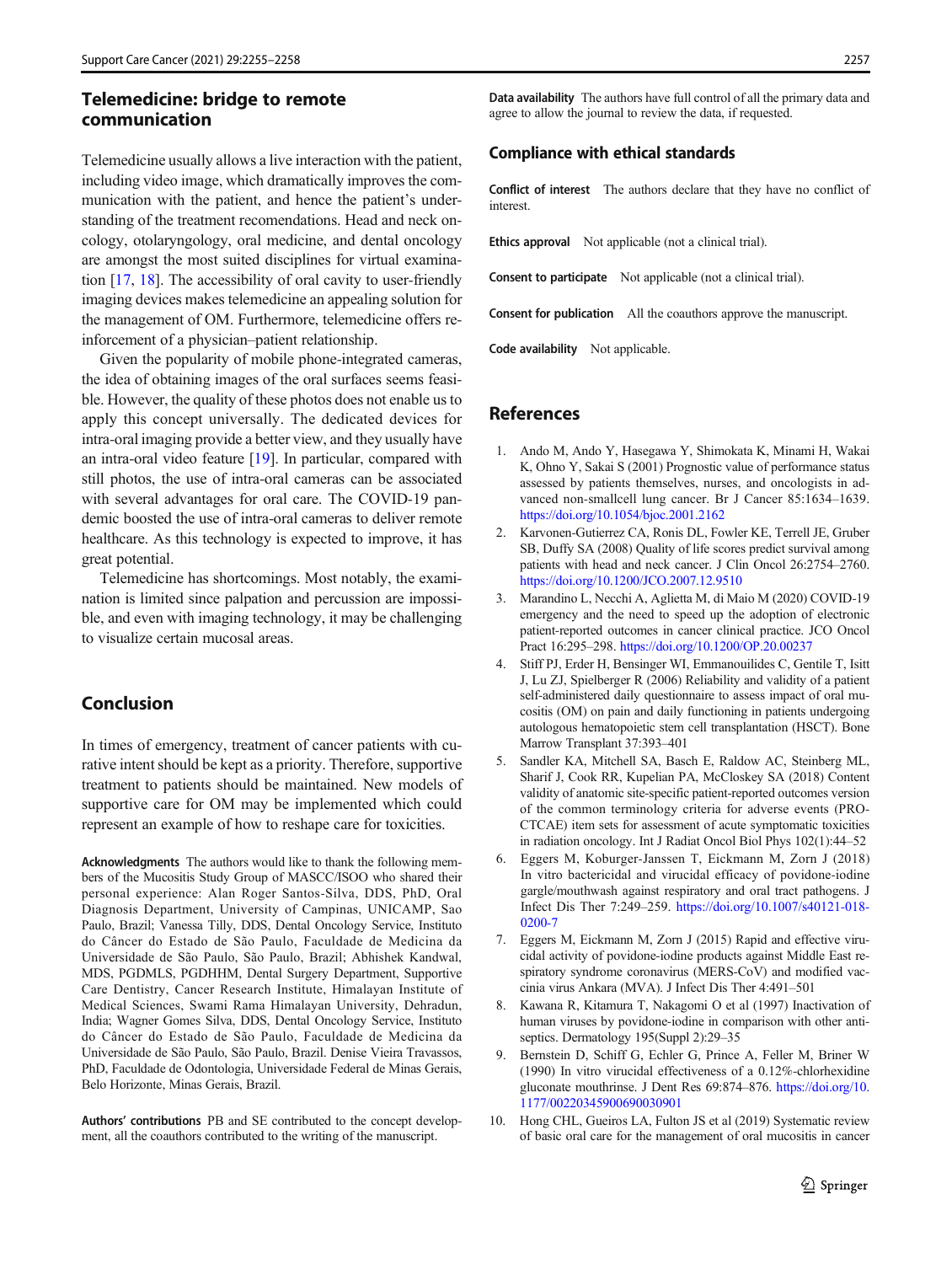## Telemedicine: bridge to remote communication

Telemedicine usually allows a live interaction with the patient, including video image, which dramatically improves the communication with the patient, and hence the patient's understanding of the treatment recomendations. Head and neck oncology, otolaryngology, oral medicine, and dental oncology are amongst the most suited disciplines for virtual examination [17, 18]. The accessibility of oral cavity to user-friendly imaging devices makes telemedicine an appealing solution for the management of OM. Furthermore, telemedicine offers reinforcement of a physician–patient relationship.

Given the popularity of mobile phone-integrated cameras, the idea of obtaining images of the oral surfaces seems feasible. However, the quality of these photos does not enable us to apply this concept universally. The dedicated devices for intra-oral imaging provide a better view, and they usually have an intra-oral video feature [19]. In particular, compared with still photos, the use of intra-oral cameras can be associated with several advantages for oral care. The COVID-19 pandemic boosted the use of intra-oral cameras to deliver remote healthcare. As this technology is expected to improve, it has great potential.

Telemedicine has shortcomings. Most notably, the examination is limited since palpation and percussion are impossible, and even with imaging technology, it may be challenging to visualize certain mucosal areas.

## Conclusion

In times of emergency, treatment of cancer patients with curative intent should be kept as a priority. Therefore, supportive treatment to patients should be maintained. New models of supportive care for OM may be implemented which could represent an example of how to reshape care for toxicities.

**Acknowledgments** The authors would like to thank the following members of the Mucositis Study Group of MASCC/ISOO who shared their personal experience: Alan Roger Santos-Silva, DDS, PhD, Oral Diagnosis Department, University of Campinas, UNICAMP, Sao Paulo, Brazil; Vanessa Tilly, DDS, Dental Oncology Service, Instituto do Câncer do Estado de São Paulo, Faculdade de Medicina da Universidade de São Paulo, São Paulo, Brazil; Abhishek Kandwal, MDS, PGDMLS, PGDHHM, Dental Surgery Department, Supportive Care Dentistry, Cancer Research Institute, Himalayan Institute of Medical Sciences, Swami Rama Himalayan University, Dehradun, India; Wagner Gomes Silva, DDS, Dental Oncology Service, Instituto do Câncer do Estado de São Paulo, Faculdade de Medicina da Universidade de São Paulo, São Paulo, Brazil. Denise Vieira Travassos, PhD, Faculdade de Odontologia, Universidade Federal de Minas Gerais, Belo Horizonte, Minas Gerais, Brazil.

**Authors' contributions** PB and SE contributed to the concept development, all the coauthors contributed to the writing of the manuscript.

**Data availability** The authors have full control of all the primary data and agree to allow the journal to review the data, if requested.

## Compliance with ethical standards

**Conflict of interest** The authors declare that they have no conflict of interest.

**Ethics approval** Not applicable (not a clinical trial).

**Consent to participate** Not applicable (not a clinical trial).

**Consent for publication** All the coauthors approve the manuscript.

**Code availability** Not applicable.

## References

1. Ando M, Ando Y, Hasegawa Y, Shimokata K, Minami H, Wakai K, Ohno Y, Sakai S (2001) Prognostic value of performance status assessed by patients themselves, nurses, and oncologists in advanced non-smallcell lung cancer. Br J Cancer 85:1634–1639. https://doi.org/10.1054/bjoc.2001.2162
2. Karvonen-Gutierrez CA, Ronis DL, Fowler KE, Terrell JE, Gruber SB, Duffy SA (2008) Quality of life scores predict survival among patients with head and neck cancer. J Clin Oncol 26:2754–2760. https://doi.org/10.1200/JCO.2007.12.9510
3. Marandino L, Necchi A, Aglietta M, di Maio M (2020) COVID-19 emergency and the need to speed up the adoption of electronic patient-reported outcomes in cancer clinical practice. JCO Oncol Pract 16:295–298. https://doi.org/10.1200/OP.20.00237
4. Stiff PJ, Erder H, Bensinger WI, Emmanouilides C, Gentile T, Isitt J, Lu ZJ, Spielberger R (2006) Reliability and validity of a patient self-administered daily questionnaire to assess impact of oral mucositis (OM) on pain and daily functioning in patients undergoing autologous hematopoietic stem cell transplantation (HSCT). Bone Marrow Transplant 37:393–401
5. Sandler KA, Mitchell SA, Basch E, Raldow AC, Steinberg ML, Sharif J, Cook RR, Kupelian PA, McCloskey SA (2018) Content validity of anatomic site-specific patient-reported outcomes version of the common terminology criteria for adverse events (PRO-CTCAE) item sets for assessment of acute symptomatic toxicities in radiation oncology. Int J Radiat Oncol Biol Phys 102(1):44–52
6. Eggers M, Koburger-Janssen T, Eickmann M, Zorn J (2018) In vitro bactericidal and virucidal efficacy of povidone-iodine gargle/mouthwash against respiratory and oral tract pathogens. J Infect Dis Ther 7:249–259. https://doi.org/10.1007/s40121-018-0200-7
7. Eggers M, Eickmann M, Zorn J (2015) Rapid and effective virucidal activity of povidone-iodine products against Middle East respiratory syndrome coronavirus (MERS-CoV) and modified vaccinia virus Ankara (MVA). J Infect Dis Ther 4:491–501
8. Kawana R, Kitamura T, Nakagomi O et al (1997) Inactivation of human viruses by povidone-iodine in comparison with other antiseptics. Dermatology 195(Suppl 2):29–35
9. Bernstein D, Schiff G, Echler G, Prince A, Feller M, Briner W (1990) In vitro virucidal effectiveness of a 0.12%-chlorhexidine gluconate mouthrinse. J Dent Res 69:874–876. https://doi.org/10.1177/00220345900690030901
10. Hong CHL, Gueiros LA, Fulton JS et al (2019) Systematic review of basic oral care for the management of oral mucositis in cancer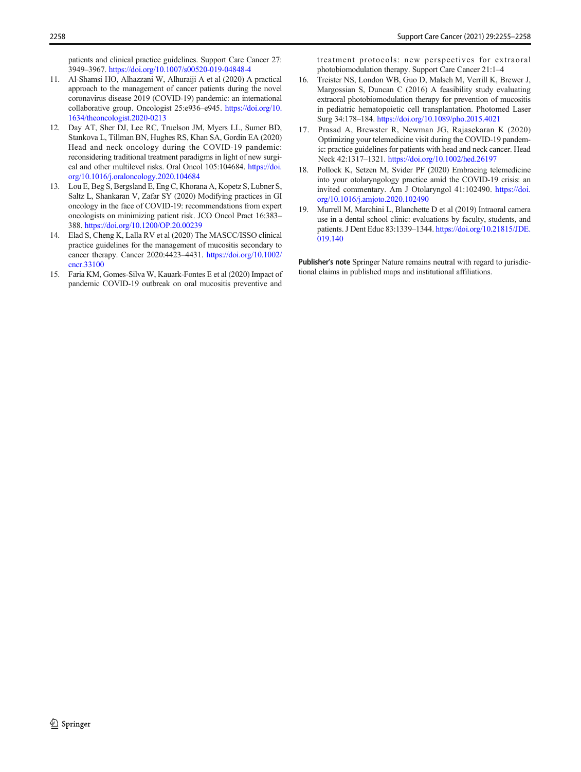patients and clinical practice guidelines. Support Care Cancer 27: 3949–3967. https://doi.org/10.1007/s00520-019-04848-4

11. Al-Shamsi HO, Alhazzani W, Alhuraiji A et al (2020) A practical approach to the management of cancer patients during the novel coronavirus disease 2019 (COVID-19) pandemic: an international collaborative group. Oncologist 25:e936–e945. https://doi.org/10.1634/theoncologist.2020-0213
12. Day AT, Sher DJ, Lee RC, Truelson JM, Myers LL, Sumer BD, Stankova L, Tillman BN, Hughes RS, Khan SA, Gordin EA (2020) Head and neck oncology during the COVID-19 pandemic: reconsidering traditional treatment paradigms in light of new surgical and other multilevel risks. Oral Oncol 105:104684. https://doi.org/10.1016/j.oraloncology.2020.104684
13. Lou E, Beg S, Bergsland E, Eng C, Khorana A, Kopetz S, Lubner S, Saltz L, Shankaran V, Zafar SY (2020) Modifying practices in GI oncology in the face of COVID-19: recommendations from expert oncologists on minimizing patient risk. JCO Oncol Pract 16:383–388. https://doi.org/10.1200/OP.20.00239
14. Elad S, Cheng K, Lalla RV et al (2020) The MASCC/ISSO clinical practice guidelines for the management of mucositis secondary to cancer therapy. Cancer 2020:4423–4431. https://doi.org/10.1002/cncr.33100
15. Faria KM, Gomes-Silva W, Kauark-Fontes E et al (2020) Impact of pandemic COVID-19 outbreak on oral mucositis preventive and treatment protocols: new perspectives for extraoral photobiomodulation therapy. Support Care Cancer 21:1–4
16. Treister NS, London WB, Guo D, Malsch M, Verrill K, Brewer J, Margossian S, Duncan C (2016) A feasibility study evaluating extraoral photobiomodulation therapy for prevention of mucositis in pediatric hematopoietic cell transplantation. Photomed Laser Surg 34:178–184. https://doi.org/10.1089/pho.2015.4021
17. Prasad A, Brewster R, Newman JG, Rajasekaran K (2020) Optimizing your telemedicine visit during the COVID-19 pandemic: practice guidelines for patients with head and neck cancer. Head Neck 42:1317–1321. https://doi.org/10.1002/hed.26197
18. Pollock K, Setzen M, Svider PF (2020) Embracing telemedicine into your otolaryngology practice amid the COVID-19 crisis: an invited commentary. Am J Otolaryngol 41:102490. https://doi.org/10.1016/j.amjoto.2020.102490
19. Murrell M, Marchini L, Blanchette D et al (2019) Intraoral camera use in a dental school clinic: evaluations by faculty, students, and patients. J Dent Educ 83:1339–1344. https://doi.org/10.21815/JDE.019.140

**Publisher's note** Springer Nature remains neutral with regard to jurisdictional claims in published maps and institutional affiliations.